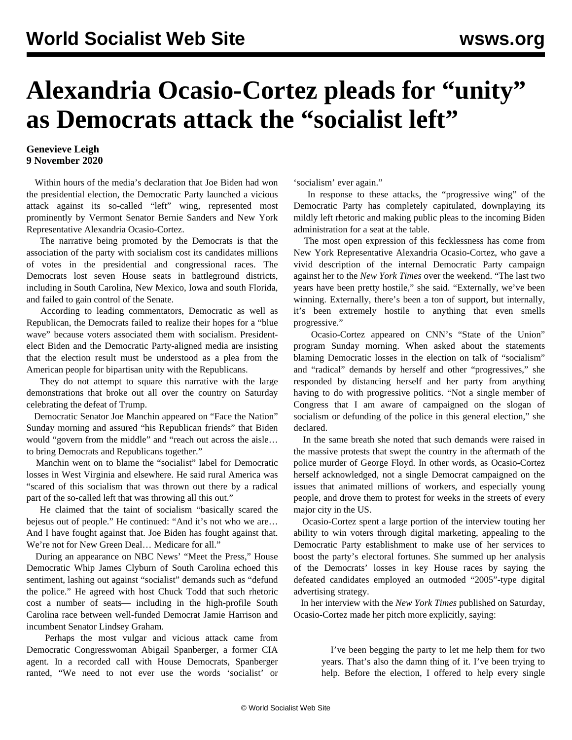# Alexandria Ocasio-Cortez pleads for "unity" as Democrats attack the "socialist left"

**Genevieve Leigh**
**9 November 2020**

Within hours of the media's declaration that Joe Biden had won the presidential election, the Democratic Party launched a vicious attack against its so-called "left" wing, represented most prominently by Vermont Senator Bernie Sanders and New York Representative Alexandria Ocasio-Cortez.

The narrative being promoted by the Democrats is that the association of the party with socialism cost its candidates millions of votes in the presidential and congressional races. The Democrats lost seven House seats in battleground districts, including in South Carolina, New Mexico, Iowa and south Florida, and failed to gain control of the Senate.

According to leading commentators, Democratic as well as Republican, the Democrats failed to realize their hopes for a "blue wave" because voters associated them with socialism. President-elect Biden and the Democratic Party-aligned media are insisting that the election result must be understood as a plea from the American people for bipartisan unity with the Republicans.

They do not attempt to square this narrative with the large demonstrations that broke out all over the country on Saturday celebrating the defeat of Trump.

Democratic Senator Joe Manchin appeared on "Face the Nation" Sunday morning and assured "his Republican friends" that Biden would "govern from the middle" and "reach out across the aisle… to bring Democrats and Republicans together."

Manchin went on to blame the "socialist" label for Democratic losses in West Virginia and elsewhere. He said rural America was "scared of this socialism that was thrown out there by a radical part of the so-called left that was throwing all this out."

He claimed that the taint of socialism "basically scared the bejesus out of people." He continued: "And it's not who we are… And I have fought against that. Joe Biden has fought against that. We're not for New Green Deal… Medicare for all."

During an appearance on NBC News' "Meet the Press," House Democratic Whip James Clyburn of South Carolina echoed this sentiment, lashing out against "socialist" demands such as "defund the police." He agreed with host Chuck Todd that such rhetoric cost a number of seats— including in the high-profile South Carolina race between well-funded Democrat Jamie Harrison and incumbent Senator Lindsey Graham.

Perhaps the most vulgar and vicious attack came from Democratic Congresswoman Abigail Spanberger, a former CIA agent. In a recorded call with House Democrats, Spanberger ranted, "We need to not ever use the words 'socialist' or 'socialism' ever again."

In response to these attacks, the "progressive wing" of the Democratic Party has completely capitulated, downplaying its mildly left rhetoric and making public pleas to the incoming Biden administration for a seat at the table.

The most open expression of this fecklessness has come from New York Representative Alexandria Ocasio-Cortez, who gave a vivid description of the internal Democratic Party campaign against her to the *New York Times* over the weekend. "The last two years have been pretty hostile," she said. "Externally, we've been winning. Externally, there's been a ton of support, but internally, it's been extremely hostile to anything that even smells progressive."

Ocasio-Cortez appeared on CNN's "State of the Union" program Sunday morning. When asked about the statements blaming Democratic losses in the election on talk of "socialism" and "radical" demands by herself and other "progressives," she responded by distancing herself and her party from anything having to do with progressive politics. "Not a single member of Congress that I am aware of campaigned on the slogan of socialism or defunding of the police in this general election," she declared.

In the same breath she noted that such demands were raised in the massive protests that swept the country in the aftermath of the police murder of George Floyd. In other words, as Ocasio-Cortez herself acknowledged, not a single Democrat campaigned on the issues that animated millions of workers, and especially young people, and drove them to protest for weeks in the streets of every major city in the US.

Ocasio-Cortez spent a large portion of the interview touting her ability to win voters through digital marketing, appealing to the Democratic Party establishment to make use of her services to boost the party's electoral fortunes. She summed up her analysis of the Democrats' losses in key House races by saying the defeated candidates employed an outmoded "2005"-type digital advertising strategy.

In her interview with the *New York Times* published on Saturday, Ocasio-Cortez made her pitch more explicitly, saying:

> I've been begging the party to let me help them for two years. That's also the damn thing of it. I've been trying to help. Before the election, I offered to help every single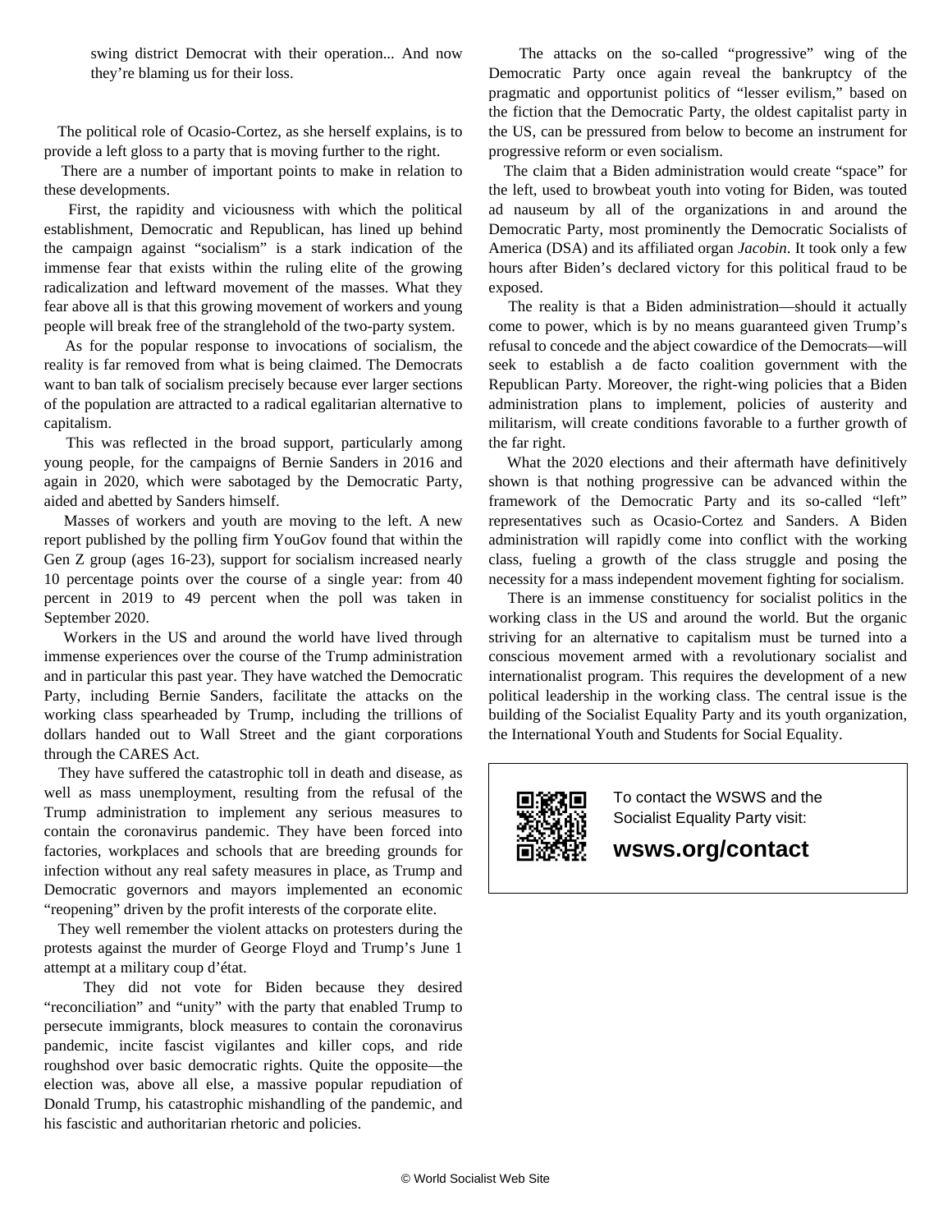> swing district Democrat with their operation... And now they're blaming us for their loss.

The political role of Ocasio-Cortez, as she herself explains, is to provide a left gloss to a party that is moving further to the right.

There are a number of important points to make in relation to these developments.

First, the rapidity and viciousness with which the political establishment, Democratic and Republican, has lined up behind the campaign against "socialism" is a stark indication of the immense fear that exists within the ruling elite of the growing radicalization and leftward movement of the masses. What they fear above all is that this growing movement of workers and young people will break free of the stranglehold of the two-party system.

As for the popular response to invocations of socialism, the reality is far removed from what is being claimed. The Democrats want to ban talk of socialism precisely because ever larger sections of the population are attracted to a radical egalitarian alternative to capitalism.

This was reflected in the broad support, particularly among young people, for the campaigns of Bernie Sanders in 2016 and again in 2020, which were sabotaged by the Democratic Party, aided and abetted by Sanders himself.

Masses of workers and youth are moving to the left. A new report published by the polling firm YouGov found that within the Gen Z group (ages 16-23), support for socialism increased nearly 10 percentage points over the course of a single year: from 40 percent in 2019 to 49 percent when the poll was taken in September 2020.

Workers in the US and around the world have lived through immense experiences over the course of the Trump administration and in particular this past year. They have watched the Democratic Party, including Bernie Sanders, facilitate the attacks on the working class spearheaded by Trump, including the trillions of dollars handed out to Wall Street and the giant corporations through the CARES Act.

They have suffered the catastrophic toll in death and disease, as well as mass unemployment, resulting from the refusal of the Trump administration to implement any serious measures to contain the coronavirus pandemic. They have been forced into factories, workplaces and schools that are breeding grounds for infection without any real safety measures in place, as Trump and Democratic governors and mayors implemented an economic "reopening" driven by the profit interests of the corporate elite.

They well remember the violent attacks on protesters during the protests against the murder of George Floyd and Trump's June 1 attempt at a military coup d'état.

They did not vote for Biden because they desired "reconciliation" and "unity" with the party that enabled Trump to persecute immigrants, block measures to contain the coronavirus pandemic, incite fascist vigilantes and killer cops, and ride roughshod over basic democratic rights. Quite the opposite—the election was, above all else, a massive popular repudiation of Donald Trump, his catastrophic mishandling of the pandemic, and his fascistic and authoritarian rhetoric and policies.

The attacks on the so-called "progressive" wing of the Democratic Party once again reveal the bankruptcy of the pragmatic and opportunist politics of "lesser evilism," based on the fiction that the Democratic Party, the oldest capitalist party in the US, can be pressured from below to become an instrument for progressive reform or even socialism.

The claim that a Biden administration would create "space" for the left, used to browbeat youth into voting for Biden, was touted ad nauseum by all of the organizations in and around the Democratic Party, most prominently the Democratic Socialists of America (DSA) and its affiliated organ *Jacobin*. It took only a few hours after Biden's declared victory for this political fraud to be exposed.

The reality is that a Biden administration—should it actually come to power, which is by no means guaranteed given Trump's refusal to concede and the abject cowardice of the Democrats—will seek to establish a de facto coalition government with the Republican Party. Moreover, the right-wing policies that a Biden administration plans to implement, policies of austerity and militarism, will create conditions favorable to a further growth of the far right.

What the 2020 elections and their aftermath have definitively shown is that nothing progressive can be advanced within the framework of the Democratic Party and its so-called "left" representatives such as Ocasio-Cortez and Sanders. A Biden administration will rapidly come into conflict with the working class, fueling a growth of the class struggle and posing the necessity for a mass independent movement fighting for socialism.

There is an immense constituency for socialist politics in the working class in the US and around the world. But the organic striving for an alternative to capitalism must be turned into a conscious movement armed with a revolutionary socialist and internationalist program. This requires the development of a new political leadership in the working class. The central issue is the building of the Socialist Equality Party and its youth organization, the International Youth and Students for Social Equality.

To contact the WSWS and the Socialist Equality Party visit:

**wsws.org/contact**